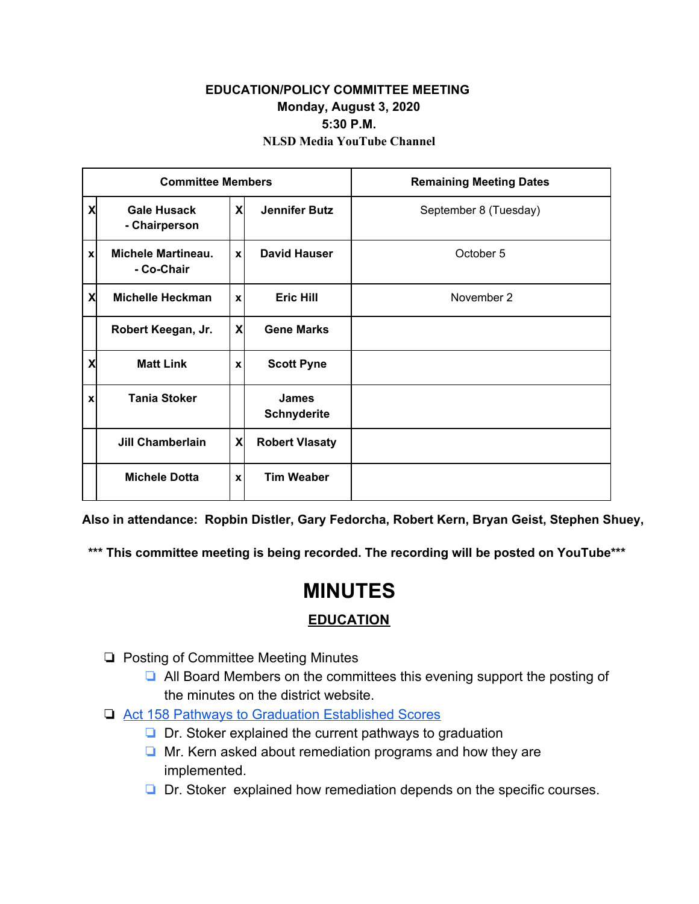**EDUCATION/POLICY COMMITTEE MEETING**
**Monday, August 3, 2020**
**5:30 P.M.**
**NLSD Media YouTube Channel**

| Committee Members | | | | Remaining Meeting Dates |
|---|---|---|---|---|
| X | **Gale Husack - Chairperson** | X | **Jennifer Butz** | September 8 (Tuesday) |
| x | **Michele Martineau. - Co-Chair** | x | **David Hauser** | October 5 |
| X | **Michelle Heckman** | x | **Eric Hill** | November 2 |
| | **Robert Keegan, Jr.** | X | **Gene Marks** | |
| X | **Matt Link** | x | **Scott Pyne** | |
| x | **Tania Stoker** | | **James Schnyderite** | |
| | **Jill Chamberlain** | X | **Robert Vlasaty** | |
| | **Michele Dotta** | x | **Tim Weaber** | |

**Also in attendance: Ropbin Distler, Gary Fedorcha, Robert Kern, Bryan Geist, Stephen Shuey,**

**\*\*\* This committee meeting is being recorded. The recording will be posted on YouTube\*\*\***

# MINUTES

## EDUCATION

- Posting of Committee Meeting Minutes
  - All Board Members on the committees this evening support the posting of the minutes on the district website.
- Act 158 Pathways to Graduation Established Scores
  - Dr. Stoker explained the current pathways to graduation
  - Mr. Kern asked about remediation programs and how they are implemented.
  - Dr. Stoker explained how remediation depends on the specific courses.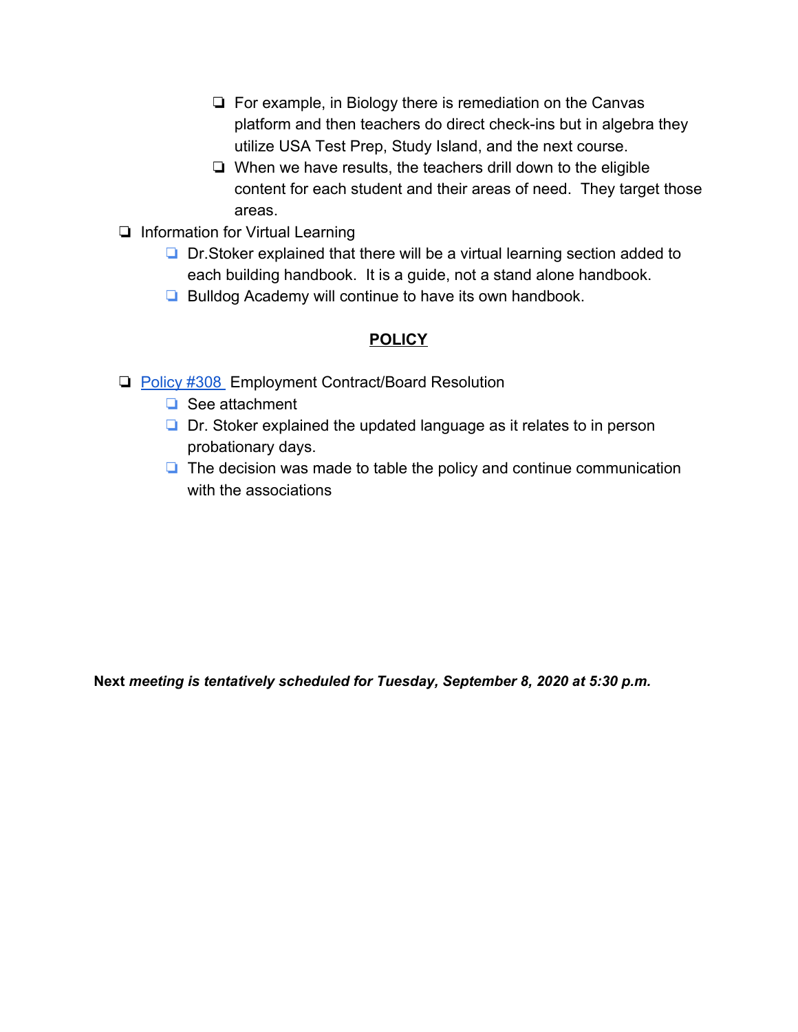- For example, in Biology there is remediation on the Canvas platform and then teachers do direct check-ins but in algebra they utilize USA Test Prep, Study Island, and the next course.
        - When we have results, the teachers drill down to the eligible content for each student and their areas of need.  They target those areas.
- Information for Virtual Learning
    - Dr.Stoker explained that there will be a virtual learning section added to each building handbook.  It is a guide, not a stand alone handbook.
    - Bulldog Academy will continue to have its own handbook.

## **POLICY**

- Policy #308 Employment Contract/Board Resolution
    - See attachment
    - Dr. Stoker explained the updated language as it relates to in person probationary days.
    - The decision was made to table the policy and continue communication with the associations

**Next *meeting is tentatively scheduled for Tuesday, September 8, 2020 at 5:30 p.m.***